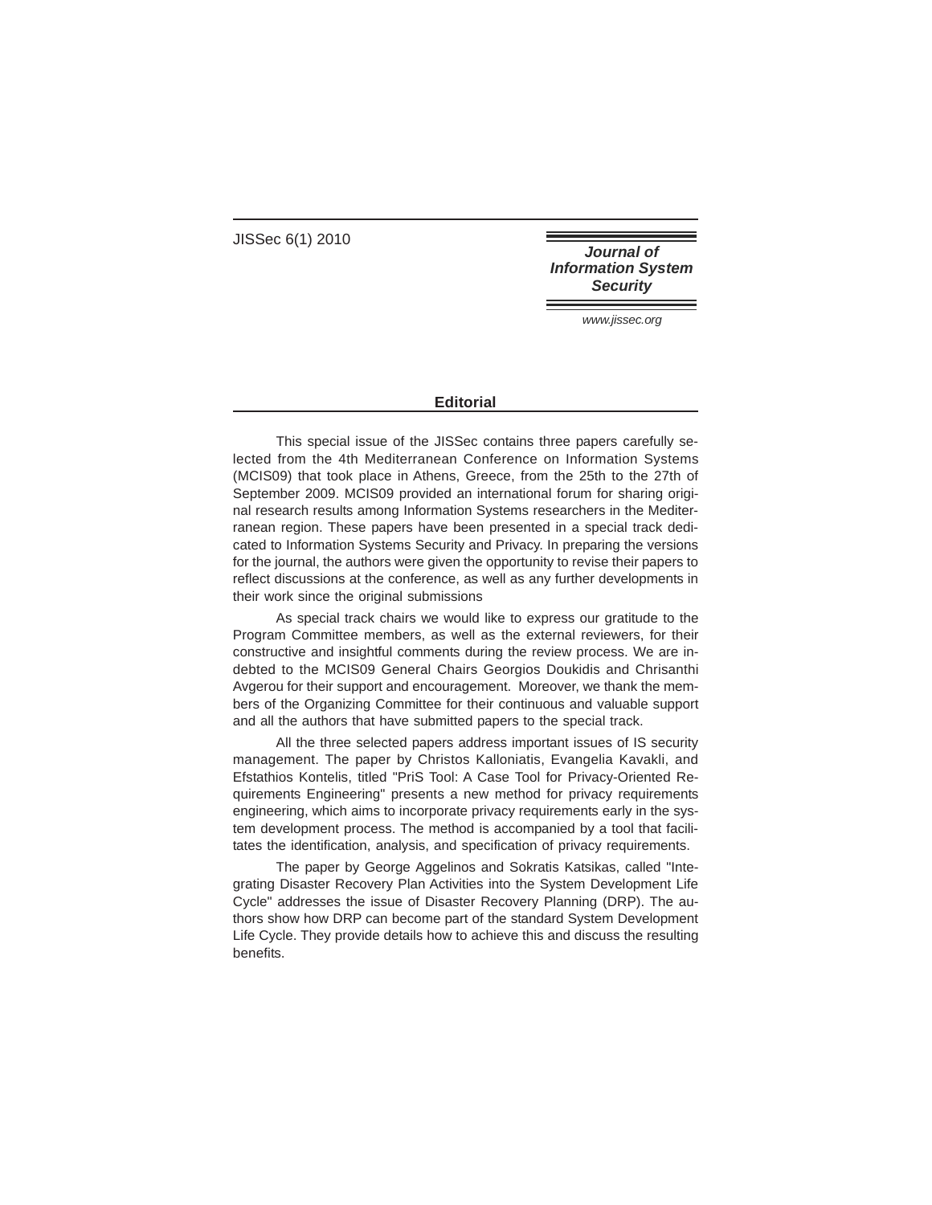# Editorial

This special issue of the JISSec contains three papers carefully selected from the 4th Mediterranean Conference on Information Systems (MCIS09) that took place in Athens, Greece, from the 25th to the 27th of September 2009. MCIS09 provided an international forum for sharing original research results among Information Systems researchers in the Mediterranean region. These papers have been presented in a special track dedicated to Information Systems Security and Privacy. In preparing the versions for the journal, the authors were given the opportunity to revise their papers to reflect discussions at the conference, as well as any further developments in their work since the original submissions

As special track chairs we would like to express our gratitude to the Program Committee members, as well as the external reviewers, for their constructive and insightful comments during the review process. We are indebted to the MCIS09 General Chairs Georgios Doukidis and Chrisanthi Avgerou for their support and encouragement. Moreover, we thank the members of the Organizing Committee for their continuous and valuable support and all the authors that have submitted papers to the special track.

All the three selected papers address important issues of IS security management. The paper by Christos Kalloniatis, Evangelia Kavakli, and Efstathios Kontelis, titled "PriS Tool: A Case Tool for Privacy-Oriented Requirements Engineering" presents a new method for privacy requirements engineering, which aims to incorporate privacy requirements early in the system development process. The method is accompanied by a tool that facilitates the identification, analysis, and specification of privacy requirements.

The paper by George Aggelinos and Sokratis Katsikas, called "Integrating Disaster Recovery Plan Activities into the System Development Life Cycle" addresses the issue of Disaster Recovery Planning (DRP). The authors show how DRP can become part of the standard System Development Life Cycle. They provide details how to achieve this and discuss the resulting benefits.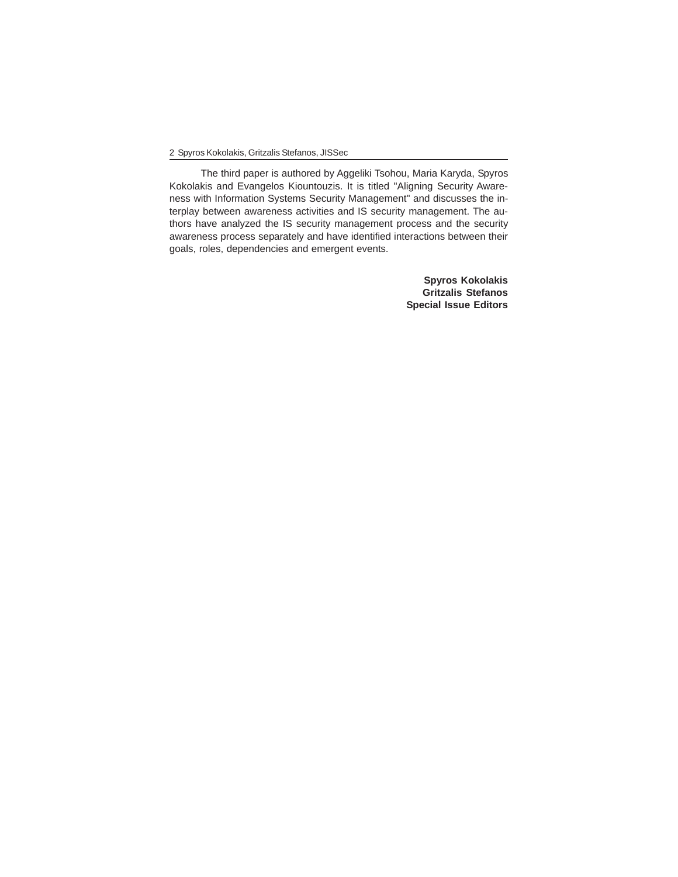The third paper is authored by Aggeliki Tsohou, Maria Karyda, Spyros Kokolakis and Evangelos Kiountouzis. It is titled "Aligning Security Awareness with Information Systems Security Management" and discusses the interplay between awareness activities and IS security management. The authors have analyzed the IS security management process and the security awareness process separately and have identified interactions between their goals, roles, dependencies and emergent events.

**Spyros Kokolakis**
**Gritzalis Stefanos**
**Special Issue Editors**